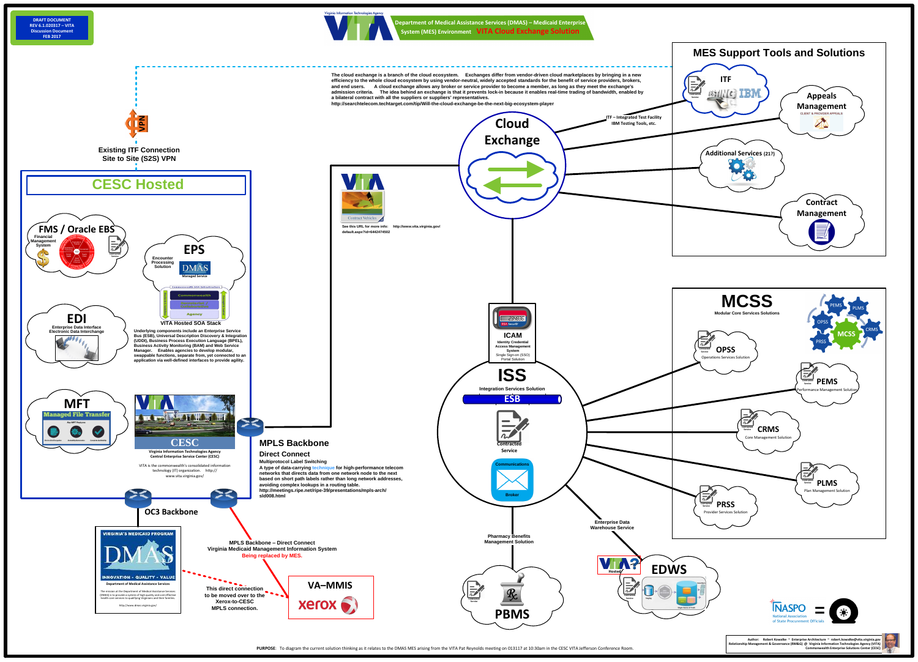DRAFT DOCUMENT
REV 6.1.022317 – VITA
Discussion Document
FEB 2017

Virginia Information Technologies Agency

# Department of Medical Assistance Services (DMAS) – Medicaid Enterprise System (MES) Environment VITA Cloud Exchange Solution

The cloud exchange is a branch of the cloud ecosystem. Exchanges differ from vendor-driven cloud marketplaces by bringing in a new efficiency to the whole cloud ecosystem by using vendor-neutral, widely accepted standards for the benefit of service providers, brokers, and end users. A cloud exchange allows any broker or service provider to become a member, as long as they meet the exchange's admission criteria. The idea behind an exchange is that it prevents lock-in because it enables real-time trading of bandwidth, enabled by a bilateral contract with all the suppliers or suppliers' representatives.
http://searchtelecom.techtarget.com/tip/Will-the-cloud-exchange-be-the-next-big-ecosystem-player

## Cloud Exchange

Existing ITF Connection
Site to Site (S2S) VPN

## MES Support Tools and Solutions

- ITF
- ITF – Integrated Test Facility IBM Testing Tools, etc.
- Appeals Management — CLIENT & PROVIDER APPEALS
- Additional Services (21?)
- Contract Management

Contract Vehicles
See this URL for more info: http://www.vita.virginia.gov/default.aspx?id=6442474502

## CESC Hosted

- FMS / Oracle EBS — Financial Management System
- EPS — Encounter Processing Solution — DMAS Managed Service
- VITA Hosted SOA Stack

Underlying components include an Enterprise Service Bus (ESB), Universal Description Discovery & Integration (UDDI), Business Process Execution Language (BPEL), Business Activity Monitoring (BAM) and Web Service Manager. Enables agencies to develop modular, swappable functions, separate from, yet connected to an application via well-defined interfaces to provide agility.

- EDI — Enterprise Data Interface Electronic Data Interchange
- MFT — Managed File Transfer
- CESC — Virginia Information Technologies Agency Central Enterprise Service Center (CESC)

VITA is the commonwealth's consolidated information technology (IT) organization. http://www.vita.virginia.gov/

## MPLS Backbone

**Direct Connect**
Multiprotocol Label Switching
A type of data-carrying technique for high-performance telecom networks that directs data from one network node to the next based on short path labels rather than long network addresses, avoiding complex lookups in a routing table.
http://meetings.ripe.net/ripe-39/presentations/mpls-arch/sld008.html

## ICAM

Identity Credential Access Management System
Single Sign-on (SSO) Portal Solution

## ISS

Integration Services Solution
- ESB
- Contracted Service
- Communications Broker

## MCSS

Modular Core Services Solutions
- OPSS — Operations Services Solution
- PEMS — Performance Management Solution
- CRMS — Core Management Solution
- PLMS — Plan Management Solution
- PRSS — Provider Services Solution

Enterprise Data Warehouse Service

## EDWS

VITA? Hosted

Pharmacy Benefits Management Solution

## PBMS

## OC3 Backbone

DMAS — Virginia's Medicaid Program — Innovation · Quality · Value
Department of Medical Assistance Services
The mission at the Department of Medical Assistance Services (DMAS) is to provide a system of high quality and cost effective health care services to qualifying Virginians and their families.
http://www.dmas.virginia.gov/

MPLS Backbone – Direct Connect
Virginia Medicaid Management Information System
Being replaced by MES.

This direct connection to be moved over to the Xerox-to-CESC MPLS connection.

## VA–MMIS

xerox

NASPO National Association of State Procurement Officials =

**PURPOSE**: To diagram the current solution thinking as it relates to the DMAS MES arising from the VITA Pat Reynolds meeting on 013117 at 10:30am in the CESC VITA Jefferson Conference Room.

Author: Robert Kowalke ~ Enterprise Architecture ~ robert.kowalke@vita.virginia.gov
Relationship Management & Governance (RM&G) @ Virginia Information Technologies Agency (VITA)
Commonwealth Enterprise Solutions Center (CESC)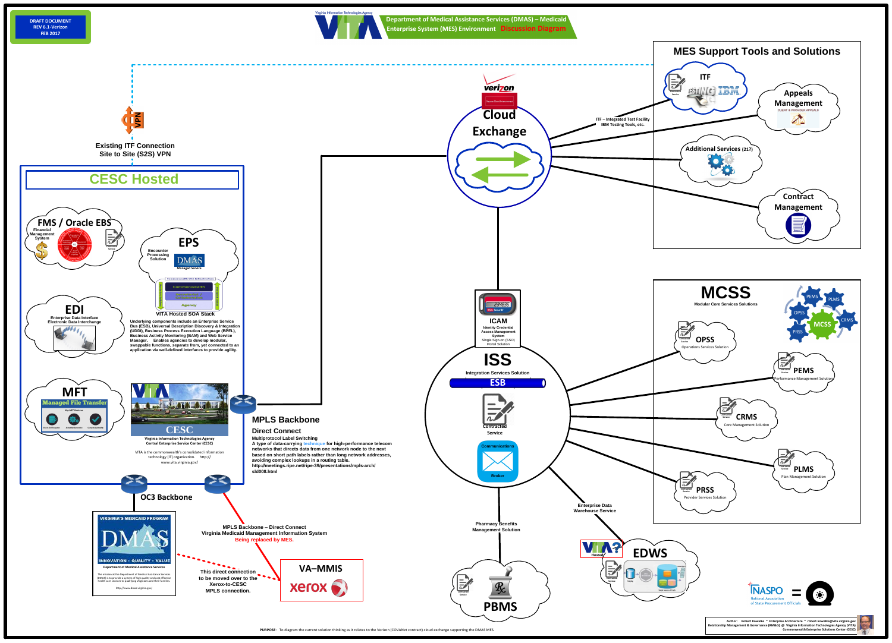DRAFT DOCUMENT
REV 6.1-Verizon
FEB 2017

Virginia Information Technologies Agency

# Department of Medical Assistance Services (DMAS) – Medicaid Enterprise System (MES) Environment Discussion Diagram

Existing ITF Connection
Site to Site (S2S) VPN

## CESC Hosted

**FMS / Oracle EBS**
Financial Management System

Contracted Service

**EPS**
Encounter Processing Solution
DMAS
Managed Service

Commonwealth SOA Infrastructure
Commonwealth
Agency

VITA Hosted SOA Stack

Underlying components include an Enterprise Service Bus (ESB), Universal Description Discovery & Integration (UDDI), Business Process Execution Language (BPEL), Business Activity Monitoring (BAM) and Web Service Manager. Enables agencies to develop modular, swappable functions, separate from, yet connected to an application via well-defined interfaces to provide agility.

**EDI**
Enterprise Data Interface
Electronic Data Interchange

**MFT**
Managed File Transfer
Key MFT Features

**CESC**
Virginia Information Technologies Agency
Central Enterprise Service Center (CESC)

VITA is the commonwealth's consolidated information technology (IT) organization. http://www.vita.virginia.gov/

**MPLS Backbone**

**Direct Connect**
Multiprotocol Label Switching
A type of data-carrying technique for high-performance telecom networks that directs data from one network node to the next based on short path labels rather than long network addresses, avoiding complex lookups in a routing table.
http://meetings.ripe.net/ripe-39/presentations/mpls-arch/sld008.html

**OC3 Backbone**

VIRGINIA'S MEDICAID PROGRAM
DMAS
INNOVATION - QUALITY - VALUE
Department of Medical Assistance Services

The mission at the Department of Medical Assistance Services (DMAS) is to provide a system of high quality and cost effective health care services to qualifying Virginians and their families.

http://www.dmas.virginia.gov/

MPLS Backbone – Direct Connect
Virginia Medicaid Management Information System
Being replaced by MES.

This direct connection to be moved over to the Xerox-to-CESC MPLS connection.

**VA–MMIS**
xerox

verizon
Secure Cloud Interconnect

**Cloud Exchange**

ITF – Integrated Test Facility
IBM Testing Tools, etc.

## MES Support Tools and Solutions

**ITF**
Contracted Service
TESTING IBM

**Appeals Management**
CLIENT & PROVIDER APPEALS

**Additional Services (21?)**

**Contract Management**

**ICAM**
Identity Credential Access Management System
Single Sign-on (SSO) Portal Solution

**ISS**
Integration Services Solution
ESB
Contracted Service
Communications Broker

## MCSS
Modular Core Services Solutions

PEMS, PLMS, OPSS, MCSS, CRMS, PRSS

**OPSS**
Operations Services Solution

**PEMS**
Performance Management Solution

**CRMS**
Core Management Solution

**PLMS**
Plan Management Solution

**PRSS**
Provider Services Solution

Enterprise Data Warehouse Service

Pharmacy Benefits Management Solution

**PBMS**
Contracted Service

VITA? Hosted

**EDWS**
Contracted Service

NASPO
National Association of State Procurement Officials
=

PURPOSE: To diagram the current solution thinking as it relates to the Verizon (COVANet contract) cloud exchange supporting the DMAS MES.

Author: Robert Kowalke ~ Enterprise Architecture ~ robert.kowalke@vita.virginia.gov
Relationship Management & Governance (RM&G) @ Virginia Information Technologies Agency (VITA)
Commonwealth Enterprise Solutions Center (CESC)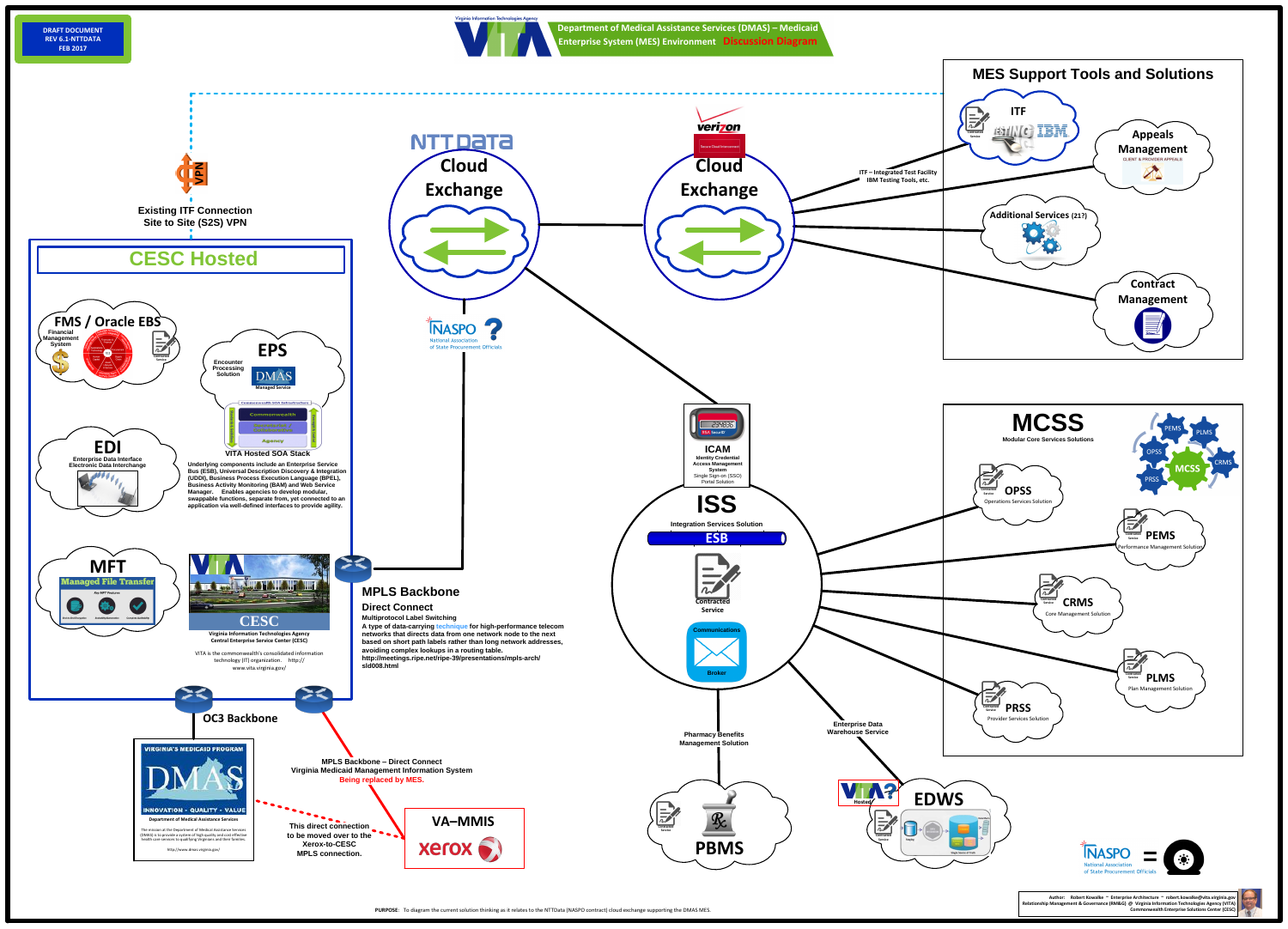DRAFT DOCUMENT
REV 6.1-NTTDATA
FEB 2017

Virginia Information Technologies Agency

# Department of Medical Assistance Services (DMAS) – Medicaid Enterprise System (MES) Environment Discussion Diagram

Existing ITF Connection
Site to Site (S2S) VPN

## CESC Hosted

**FMS / Oracle EBS**
Financial Management System

**EPS**
Encounter Processing Solution
DMAS Managed Service

Commonwealth SOA Infrastructure
Commonwealth
Agency

VITA Hosted SOA Stack
Underlying components include an Enterprise Service Bus (ESB), Universal Description Discovery & Integration (UDDI), Business Process Execution Language (BPEL), Business Activity Monitoring (BAM) and Web Service Manager. Enables agencies to develop modular, swappable functions, separate from, yet connected to an application via well-defined interfaces to provide agility.

**EDI**
Enterprise Data Interface
Electronic Data Interchange

**MFT**
Managed File Transfer

CESC
Virginia Information Technologies Agency
Central Enterprise Service Center (CESC)

VITA is the commonwealth's consolidated information technology (IT) organization. http://www.vita.virginia.gov/

OC3 Backbone

VIRGINIA'S MEDICAID PROGRAM
DMAS
INNOVATION - QUALITY - VALUE
Department of Medical Assistance Services

The mission at the Department of Medical Assistance Services (DMAS) is to provide a system of high quality and cost effective health care services to qualifying Virginians and their families.

http://www.dmas.virginia.gov/

MPLS Backbone – Direct Connect
Virginia Medicaid Management Information System
Being replaced by MES.

This direct connection to be moved over to the Xerox-to-CESC MPLS connection.

**VA–MMIS**
xerox

**NTT Data Cloud Exchange**

NASPO
National Association of State Procurement Officials

**MPLS Backbone**
**Direct Connect**
**Multiprotocol Label Switching**
A type of data-carrying technique for high-performance telecom networks that directs data from one network node to the next based on short path labels rather than long network addresses, avoiding complex lookups in a routing table.
http://meetings.ripe.net/ripe-39/presentations/mpls-arch/sld008.html

**verizon Cloud Exchange**
Secure Cloud Interconnect

ITF – Integrated Test Facility
IBM Testing Tools, etc.

## MES Support Tools and Solutions

- ITF
- Appeals Management (CLIENT & PROVIDER APPEALS)
- Additional Services (21?)
- Contract Management

**ICAM**
Identity Credential Access Management System
Single Sign-on (SSO)
Portal Solution

**ISS**
Integration Services Solution
ESB
Contracted Service
Communications Broker

Pharmacy Benefits Management Solution
**PBMS**

Enterprise Data Warehouse Service
VITA? Hosted
**EDWS**

## MCSS

Modular Core Services Solutions

PEMS, PLMS, OPSS, MCSS, CRMS, PRSS

- **OPSS** – Operations Services Solution
- **PEMS** – Performance Management Solution
- **CRMS** – Core Management Solution
- **PLMS** – Plan Management Solution
- **PRSS** – Provider Services Solution

NASPO
National Association of State Procurement Officials =

PURPOSE: To diagram the current solution thinking as it relates to the NTTData (NASPO contract) cloud exchange supporting the DMAS MES.

Author: Robert Kowalke ~ Enterprise Architecture ~ robert.kowalke@vita.virginia.gov
Relationship Management & Governance (RM&G) @ Virginia Information Technologies Agency (VITA)
Commonwealth Enterprise Solutions Center (CESC)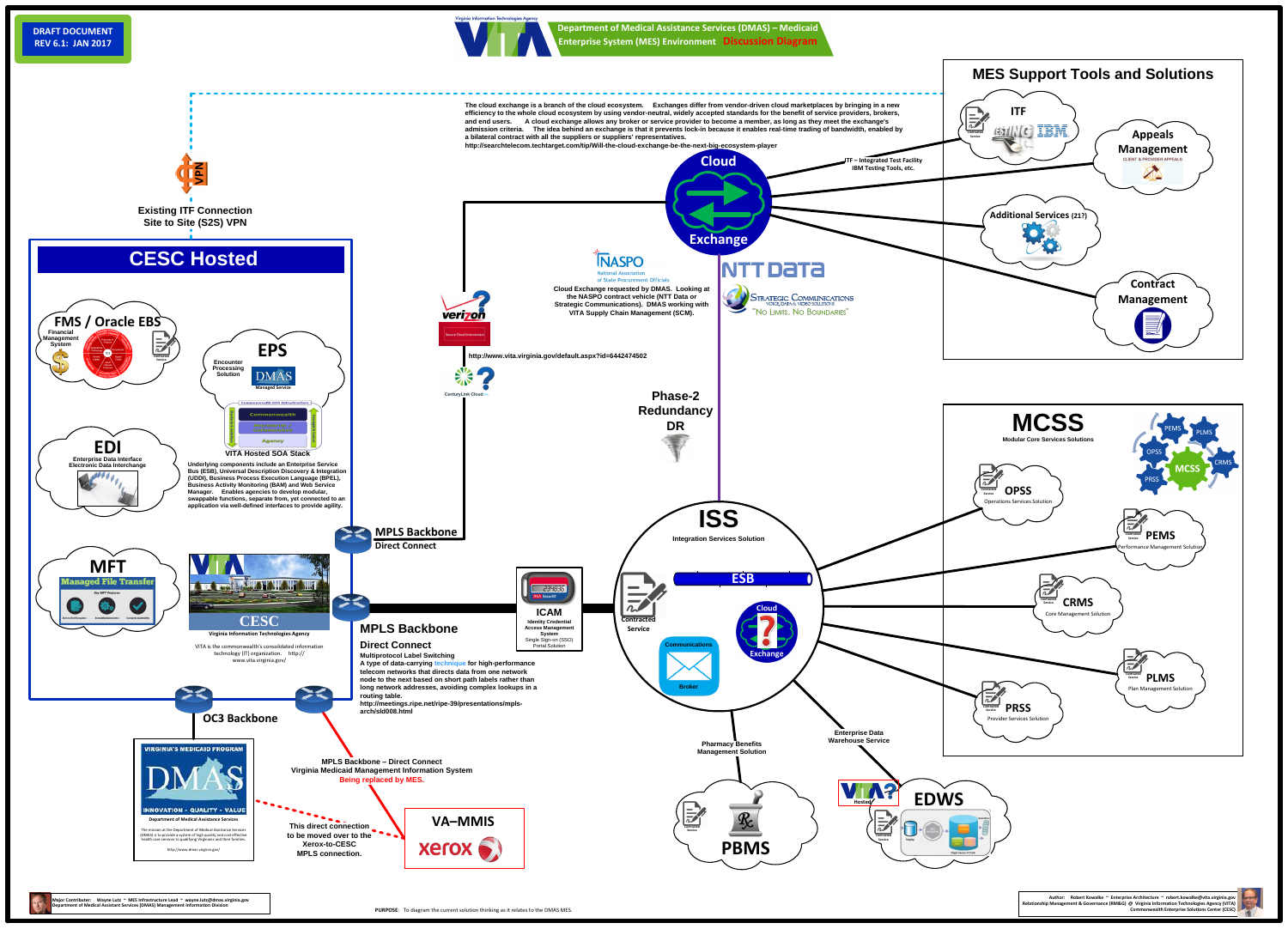DRAFT DOCUMENT
REV 6.1: JAN 2017

Virginia Information Technologies Agency

# Department of Medical Assistance Services (DMAS) – Medicaid Enterprise System (MES) Environment Discussion Diagram

The cloud exchange is a branch of the cloud ecosystem. Exchanges differ from vendor-driven cloud marketplaces by bringing in a new efficiency to the whole cloud ecosystem by using vendor-neutral, widely accepted standards for the benefit of service providers, brokers, and end users. A cloud exchange allows any broker or service provider to become a member, as long as they meet the exchange's admission criteria. The idea behind an exchange is that it prevents lock-in because it enables real-time trading of bandwidth, enabled by a bilateral contract with all the suppliers or suppliers' representatives.
http://searchtelecom.techtarget.com/tip/Will-the-cloud-exchange-be-the-next-big-ecosystem-player

VPN

Existing ITF Connection
Site to Site (S2S) VPN

## CESC Hosted

FMS / Oracle EBS
Financial Management System
Contracted Service

EPS
Encounter Processing Solution
DMAS
Managed Service

Commonwealth SOA Infrastructure
Commonwealth
Agency

VITA Hosted SOA Stack

Underlying components include an Enterprise Service Bus (ESB), Universal Description Discovery & Integration (UDDI), Business Process Execution Language (BPEL), Business Activity Monitoring (BAM) and Web Service Manager. Enables agencies to develop modular, swappable functions, separate from, yet connected to an application via well-defined interfaces to provide agility.

EDI
Enterprise Data Interface
Electronic Data Interchange

MFT
Managed File Transfer
Key MFT Features

CESC
Virginia Information Technologies Agency

VITA is the commonwealth's consolidated information technology (IT) organization. http://www.vita.virginia.gov/

MPLS Backbone
Direct Connect

MPLS Backbone
Direct Connect
Multiprotocol Label Switching
A type of data-carrying technique for high-performance telecom networks that directs data from one network node to the next based on short path labels rather than long network addresses, avoiding complex lookups in a routing table.
http://meetings.ripe.net/ripe-39/presentations/mpls-arch/sld008.html

OC3 Backbone

VIRGINIA'S MEDICAID PROGRAM
DMAS
INNOVATION • QUALITY • VALUE
Department of Medical Assistance Services
The mission at the Department of Medical Assistance Services (DMAS) is to provide a system of high quality and cost effective health care services to qualifying Virginians and their families.
http://www.dmas.virginia.gov/

MPLS Backbone – Direct Connect
Virginia Medicaid Management Information System
Being replaced by MES.

This direct connection to be moved over to the Xerox-to-CESC MPLS connection.

VA–MMIS
xerox

verizon
Secure Cloud Interconnect

http://www.vita.virginia.gov/default.aspx?id=6442474502

CenturyLink Cloud

Cloud Exchange

NASPO
National Association of State Procurement Officials

Cloud Exchange requested by DMAS. Looking at the NASPO contract vehicle (NTT Data or Strategic Communications). DMAS working with VITA Supply Chain Management (SCM).

NTT Data
Strategic Communications
Voice, Data & Video Solutions
"No Limits, No Boundaries"

Phase-2
Redundancy
DR

ICAM
Identity Credential Access Management System
Single Sign-on (SSO) Portal Solution

ISS
Integration Services Solution
ESB
Contracted Service
Cloud Exchange
Communications Broker

Pharmacy Benefits Management Solution

PBMS

Enterprise Data Warehouse Service

VITA? Hosted
EDWS

ITF – Integrated Test Facility
IBM Testing Tools, etc.

## MES Support Tools and Solutions

ITF
Contracted Service

Appeals Management
Client & Provider Appeals

Additional Services (21?)

Contract Management

## MCSS
Modular Core Services Solutions

PEMS, PLMS, OPSS, CRMS, PRSS, MCSS

OPSS
Operations Services Solution

PEMS
Performance Management Solution

CRMS
Core Management Solution

PLMS
Plan Management Solution

PRSS
Provider Services Solution

Major Contributer: Wayne Lutz ~ MES Infrastructure Lead ~ wayne.lutz@dmas.virginia.gov
Department of Medical Assistant Services (DMAS) Management Information Division

PURPOSE: To diagram the current solution thinking as it relates to the DMAS MES.

Author: Robert Kowalke ~ Enterprise Architecture ~ robert.kowalke@vita.virginia.gov
Relationship Management & Governance (RM&G) @ Virginia Information Technologies Agency (VITA)
Commonwealth Enterprise Solutions Center (CESC)